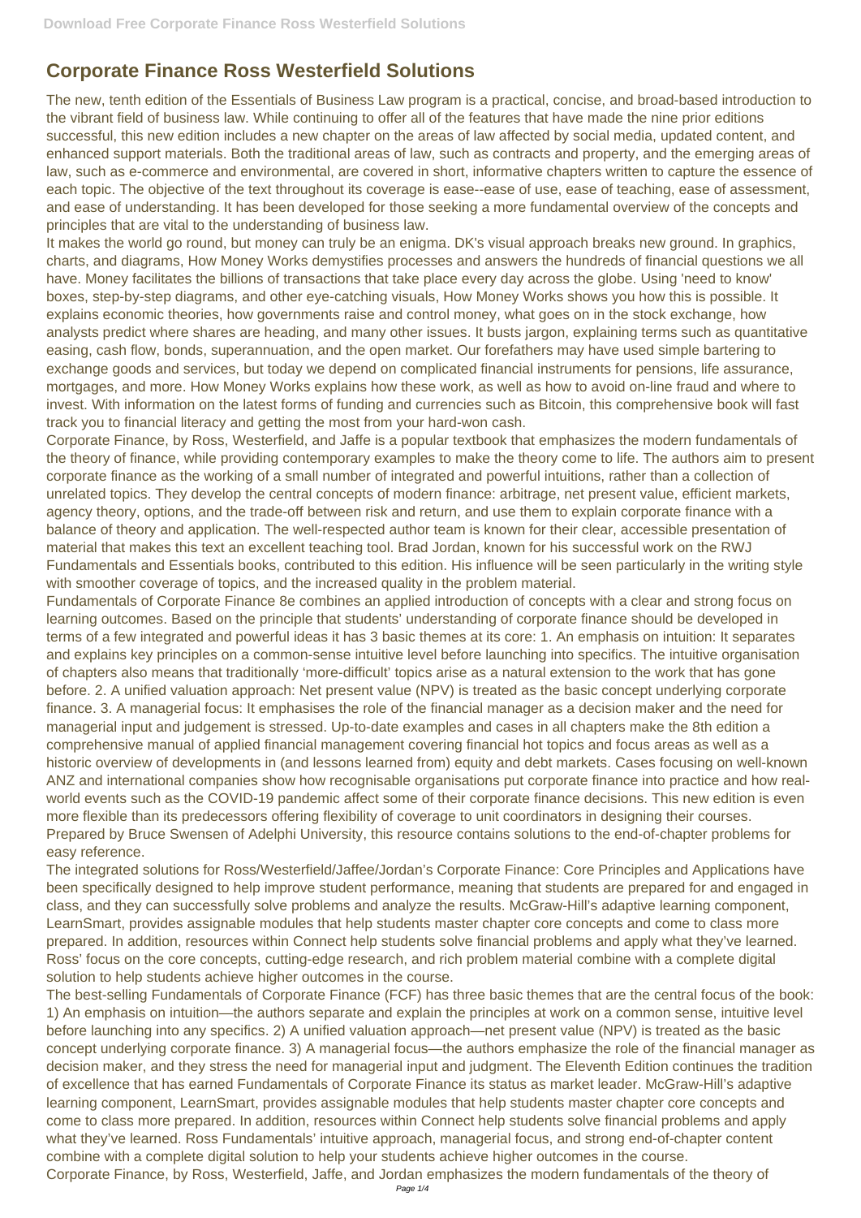# Corporate Finance Ross Westerfield Solutions

The new, tenth edition of the Essentials of Business Law program is a practical, concise, and broad-based introduction to the vibrant field of business law. While continuing to offer all of the features that have made the nine prior editions successful, this new edition includes a new chapter on the areas of law affected by social media, updated content, and enhanced support materials. Both the traditional areas of law, such as contracts and property, and the emerging areas of law, such as e-commerce and environmental, are covered in short, informative chapters written to capture the essence of each topic. The objective of the text throughout its coverage is ease--ease of use, ease of teaching, ease of assessment, and ease of understanding. It has been developed for those seeking a more fundamental overview of the concepts and principles that are vital to the understanding of business law.

It makes the world go round, but money can truly be an enigma. DK's visual approach breaks new ground. In graphics, charts, and diagrams, How Money Works demystifies processes and answers the hundreds of financial questions we all have. Money facilitates the billions of transactions that take place every day across the globe. Using 'need to know' boxes, step-by-step diagrams, and other eye-catching visuals, How Money Works shows you how this is possible. It explains economic theories, how governments raise and control money, what goes on in the stock exchange, how analysts predict where shares are heading, and many other issues. It busts jargon, explaining terms such as quantitative easing, cash flow, bonds, superannuation, and the open market. Our forefathers may have used simple bartering to exchange goods and services, but today we depend on complicated financial instruments for pensions, life assurance, mortgages, and more. How Money Works explains how these work, as well as how to avoid on-line fraud and where to invest. With information on the latest forms of funding and currencies such as Bitcoin, this comprehensive book will fast track you to financial literacy and getting the most from your hard-won cash.

Corporate Finance, by Ross, Westerfield, and Jaffe is a popular textbook that emphasizes the modern fundamentals of the theory of finance, while providing contemporary examples to make the theory come to life. The authors aim to present corporate finance as the working of a small number of integrated and powerful intuitions, rather than a collection of unrelated topics. They develop the central concepts of modern finance: arbitrage, net present value, efficient markets, agency theory, options, and the trade-off between risk and return, and use them to explain corporate finance with a balance of theory and application. The well-respected author team is known for their clear, accessible presentation of material that makes this text an excellent teaching tool. Brad Jordan, known for his successful work on the RWJ Fundamentals and Essentials books, contributed to this edition. His influence will be seen particularly in the writing style with smoother coverage of topics, and the increased quality in the problem material.

Fundamentals of Corporate Finance 8e combines an applied introduction of concepts with a clear and strong focus on learning outcomes. Based on the principle that students' understanding of corporate finance should be developed in terms of a few integrated and powerful ideas it has 3 basic themes at its core: 1. An emphasis on intuition: It separates and explains key principles on a common-sense intuitive level before launching into specifics. The intuitive organisation of chapters also means that traditionally 'more-difficult' topics arise as a natural extension to the work that has gone before. 2. A unified valuation approach: Net present value (NPV) is treated as the basic concept underlying corporate finance. 3. A managerial focus: It emphasises the role of the financial manager as a decision maker and the need for managerial input and judgement is stressed. Up-to-date examples and cases in all chapters make the 8th edition a comprehensive manual of applied financial management covering financial hot topics and focus areas as well as a historic overview of developments in (and lessons learned from) equity and debt markets. Cases focusing on well-known ANZ and international companies show how recognisable organisations put corporate finance into practice and how real-world events such as the COVID-19 pandemic affect some of their corporate finance decisions. This new edition is even more flexible than its predecessors offering flexibility of coverage to unit coordinators in designing their courses.

Prepared by Bruce Swensen of Adelphi University, this resource contains solutions to the end-of-chapter problems for easy reference.

The integrated solutions for Ross/Westerfield/Jaffee/Jordan's Corporate Finance: Core Principles and Applications have been specifically designed to help improve student performance, meaning that students are prepared for and engaged in class, and they can successfully solve problems and analyze the results. McGraw-Hill's adaptive learning component, LearnSmart, provides assignable modules that help students master chapter core concepts and come to class more prepared. In addition, resources within Connect help students solve financial problems and apply what they've learned. Ross' focus on the core concepts, cutting-edge research, and rich problem material combine with a complete digital solution to help students achieve higher outcomes in the course.

The best-selling Fundamentals of Corporate Finance (FCF) has three basic themes that are the central focus of the book: 1) An emphasis on intuition—the authors separate and explain the principles at work on a common sense, intuitive level before launching into any specifics. 2) A unified valuation approach—net present value (NPV) is treated as the basic concept underlying corporate finance. 3) A managerial focus—the authors emphasize the role of the financial manager as decision maker, and they stress the need for managerial input and judgment. The Eleventh Edition continues the tradition of excellence that has earned Fundamentals of Corporate Finance its status as market leader. McGraw-Hill's adaptive learning component, LearnSmart, provides assignable modules that help students master chapter core concepts and come to class more prepared. In addition, resources within Connect help students solve financial problems and apply what they've learned. Ross Fundamentals' intuitive approach, managerial focus, and strong end-of-chapter content combine with a complete digital solution to help your students achieve higher outcomes in the course.

Corporate Finance, by Ross, Westerfield, Jaffe, and Jordan emphasizes the modern fundamentals of the theory of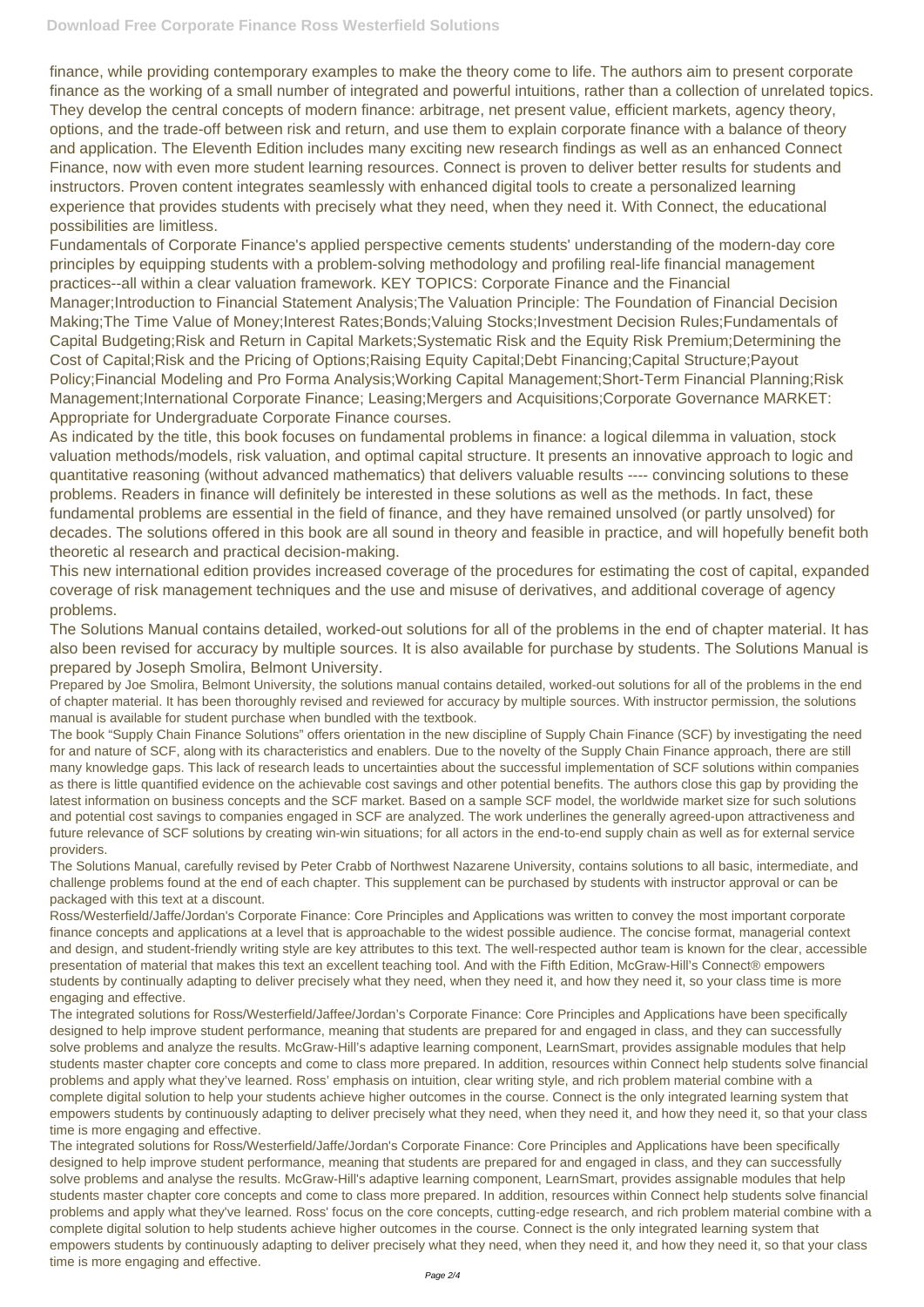finance, while providing contemporary examples to make the theory come to life. The authors aim to present corporate finance as the working of a small number of integrated and powerful intuitions, rather than a collection of unrelated topics. They develop the central concepts of modern finance: arbitrage, net present value, efficient markets, agency theory, options, and the trade-off between risk and return, and use them to explain corporate finance with a balance of theory and application. The Eleventh Edition includes many exciting new research findings as well as an enhanced Connect Finance, now with even more student learning resources. Connect is proven to deliver better results for students and instructors. Proven content integrates seamlessly with enhanced digital tools to create a personalized learning experience that provides students with precisely what they need, when they need it. With Connect, the educational possibilities are limitless.

Fundamentals of Corporate Finance's applied perspective cements students' understanding of the modern-day core principles by equipping students with a problem-solving methodology and profiling real-life financial management practices--all within a clear valuation framework. KEY TOPICS: Corporate Finance and the Financial Manager;Introduction to Financial Statement Analysis;The Valuation Principle: The Foundation of Financial Decision Making;The Time Value of Money;Interest Rates;Bonds;Valuing Stocks;Investment Decision Rules;Fundamentals of Capital Budgeting;Risk and Return in Capital Markets;Systematic Risk and the Equity Risk Premium;Determining the Cost of Capital;Risk and the Pricing of Options;Raising Equity Capital;Debt Financing;Capital Structure;Payout Policy;Financial Modeling and Pro Forma Analysis;Working Capital Management;Short-Term Financial Planning;Risk Management;International Corporate Finance; Leasing;Mergers and Acquisitions;Corporate Governance MARKET: Appropriate for Undergraduate Corporate Finance courses.

As indicated by the title, this book focuses on fundamental problems in finance: a logical dilemma in valuation, stock valuation methods/models, risk valuation, and optimal capital structure. It presents an innovative approach to logic and quantitative reasoning (without advanced mathematics) that delivers valuable results ---- convincing solutions to these problems. Readers in finance will definitely be interested in these solutions as well as the methods. In fact, these fundamental problems are essential in the field of finance, and they have remained unsolved (or partly unsolved) for decades. The solutions offered in this book are all sound in theory and feasible in practice, and will hopefully benefit both theoretic al research and practical decision-making.

This new international edition provides increased coverage of the procedures for estimating the cost of capital, expanded coverage of risk management techniques and the use and misuse of derivatives, and additional coverage of agency problems.

The Solutions Manual contains detailed, worked-out solutions for all of the problems in the end of chapter material. It has also been revised for accuracy by multiple sources. It is also available for purchase by students. The Solutions Manual is prepared by Joseph Smolira, Belmont University.

Prepared by Joe Smolira, Belmont University, the solutions manual contains detailed, worked-out solutions for all of the problems in the end of chapter material. It has been thoroughly revised and reviewed for accuracy by multiple sources. With instructor permission, the solutions manual is available for student purchase when bundled with the textbook.

The book "Supply Chain Finance Solutions" offers orientation in the new discipline of Supply Chain Finance (SCF) by investigating the need for and nature of SCF, along with its characteristics and enablers. Due to the novelty of the Supply Chain Finance approach, there are still many knowledge gaps. This lack of research leads to uncertainties about the successful implementation of SCF solutions within companies as there is little quantified evidence on the achievable cost savings and other potential benefits. The authors close this gap by providing the latest information on business concepts and the SCF market. Based on a sample SCF model, the worldwide market size for such solutions and potential cost savings to companies engaged in SCF are analyzed. The work underlines the generally agreed-upon attractiveness and future relevance of SCF solutions by creating win-win situations; for all actors in the end-to-end supply chain as well as for external service providers.

The Solutions Manual, carefully revised by Peter Crabb of Northwest Nazarene University, contains solutions to all basic, intermediate, and challenge problems found at the end of each chapter. This supplement can be purchased by students with instructor approval or can be packaged with this text at a discount.

Ross/Westerfield/Jaffe/Jordan's Corporate Finance: Core Principles and Applications was written to convey the most important corporate finance concepts and applications at a level that is approachable to the widest possible audience. The concise format, managerial context and design, and student-friendly writing style are key attributes to this text. The well-respected author team is known for the clear, accessible presentation of material that makes this text an excellent teaching tool. And with the Fifth Edition, McGraw-Hill's Connect® empowers students by continually adapting to deliver precisely what they need, when they need it, and how they need it, so your class time is more engaging and effective.

The integrated solutions for Ross/Westerfield/Jaffee/Jordan's Corporate Finance: Core Principles and Applications have been specifically designed to help improve student performance, meaning that students are prepared for and engaged in class, and they can successfully solve problems and analyze the results. McGraw-Hill's adaptive learning component, LearnSmart, provides assignable modules that help students master chapter core concepts and come to class more prepared. In addition, resources within Connect help students solve financial problems and apply what they've learned. Ross' emphasis on intuition, clear writing style, and rich problem material combine with a complete digital solution to help your students achieve higher outcomes in the course. Connect is the only integrated learning system that empowers students by continuously adapting to deliver precisely what they need, when they need it, and how they need it, so that your class time is more engaging and effective.

The integrated solutions for Ross/Westerfield/Jaffe/Jordan's Corporate Finance: Core Principles and Applications have been specifically designed to help improve student performance, meaning that students are prepared for and engaged in class, and they can successfully solve problems and analyse the results. McGraw-Hill's adaptive learning component, LearnSmart, provides assignable modules that help students master chapter core concepts and come to class more prepared. In addition, resources within Connect help students solve financial problems and apply what they've learned. Ross' focus on the core concepts, cutting-edge research, and rich problem material combine with a complete digital solution to help students achieve higher outcomes in the course. Connect is the only integrated learning system that empowers students by continuously adapting to deliver precisely what they need, when they need it, and how they need it, so that your class time is more engaging and effective.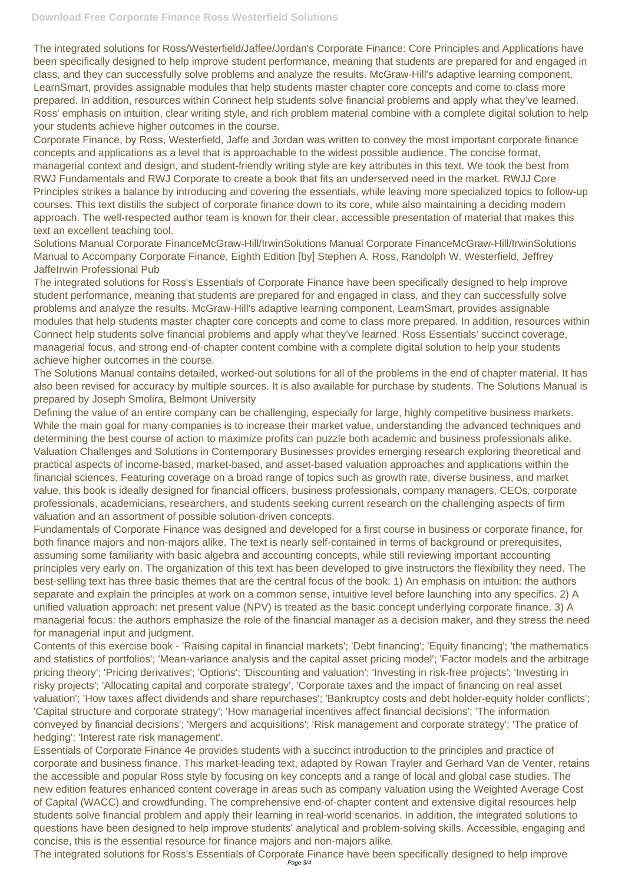The integrated solutions for Ross/Westerfield/Jaffee/Jordan's Corporate Finance: Core Principles and Applications have been specifically designed to help improve student performance, meaning that students are prepared for and engaged in class, and they can successfully solve problems and analyze the results. McGraw-Hill's adaptive learning component, LearnSmart, provides assignable modules that help students master chapter core concepts and come to class more prepared. In addition, resources within Connect help students solve financial problems and apply what they've learned. Ross' emphasis on intuition, clear writing style, and rich problem material combine with a complete digital solution to help your students achieve higher outcomes in the course.

Corporate Finance, by Ross, Westerfield, Jaffe and Jordan was written to convey the most important corporate finance concepts and applications as a level that is approachable to the widest possible audience. The concise format, managerial context and design, and student-friendly writing style are key attributes in this text. We took the best from RWJ Fundamentals and RWJ Corporate to create a book that fits an underserved need in the market. RWJJ Core Principles strikes a balance by introducing and covering the essentials, while leaving more specialized topics to follow-up courses. This text distills the subject of corporate finance down to its core, while also maintaining a deciding modern approach. The well-respected author team is known for their clear, accessible presentation of material that makes this text an excellent teaching tool.

Solutions Manual Corporate FinanceMcGraw-Hill/IrwinSolutions Manual Corporate FinanceMcGraw-Hill/IrwinSolutions Manual to Accompany Corporate Finance, Eighth Edition [by] Stephen A. Ross, Randolph W. Westerfield, Jeffrey JaffeIrwin Professional Pub

The integrated solutions for Ross's Essentials of Corporate Finance have been specifically designed to help improve student performance, meaning that students are prepared for and engaged in class, and they can successfully solve problems and analyze the results. McGraw-Hill's adaptive learning component, LearnSmart, provides assignable modules that help students master chapter core concepts and come to class more prepared. In addition, resources within Connect help students solve financial problems and apply what they've learned. Ross Essentials' succinct coverage, managerial focus, and strong end-of-chapter content combine with a complete digital solution to help your students achieve higher outcomes in the course.

The Solutions Manual contains detailed, worked-out solutions for all of the problems in the end of chapter material. It has also been revised for accuracy by multiple sources. It is also available for purchase by students. The Solutions Manual is prepared by Joseph Smolira, Belmont University

Defining the value of an entire company can be challenging, especially for large, highly competitive business markets. While the main goal for many companies is to increase their market value, understanding the advanced techniques and determining the best course of action to maximize profits can puzzle both academic and business professionals alike. Valuation Challenges and Solutions in Contemporary Businesses provides emerging research exploring theoretical and practical aspects of income-based, market-based, and asset-based valuation approaches and applications within the financial sciences. Featuring coverage on a broad range of topics such as growth rate, diverse business, and market value, this book is ideally designed for financial officers, business professionals, company managers, CEOs, corporate professionals, academicians, researchers, and students seeking current research on the challenging aspects of firm valuation and an assortment of possible solution-driven concepts.

Fundamentals of Corporate Finance was designed and developed for a first course in business or corporate finance, for both finance majors and non-majors alike. The text is nearly self-contained in terms of background or prerequisites, assuming some familiarity with basic algebra and accounting concepts, while still reviewing important accounting principles very early on. The organization of this text has been developed to give instructors the flexibility they need. The best-selling text has three basic themes that are the central focus of the book: 1) An emphasis on intuition: the authors separate and explain the principles at work on a common sense, intuitive level before launching into any specifics. 2) A unified valuation approach: net present value (NPV) is treated as the basic concept underlying corporate finance. 3) A managerial focus: the authors emphasize the role of the financial manager as a decision maker, and they stress the need for managerial input and judgment.

Contents of this exercise book - 'Raising capital in financial markets'; 'Debt financing'; 'Equity financing'; 'the mathematics and statistics of portfolios'; 'Mean-variance analysis and the capital asset pricing model'; 'Factor models and the arbitrage pricing theory'; 'Pricing derivatives'; 'Options'; 'Discounting and valuation'; 'Investing in risk-free projects'; 'Investing in risky projects'; 'Allocating capital and corporate strategy', 'Corporate taxes and the impact of financing on real asset valuation'; 'How taxes affect dividends and share repurchases'; 'Bankruptcy costs and debt holder-equity holder conflicts'; 'Capital structure and corporate strategy'; 'How managerial incentives affect financial decisions'; 'The information conveyed by financial decisions'; 'Mergers and acquisitions'; 'Risk management and corporate strategy'; 'The pratice of hedging'; 'Interest rate risk management'.

Essentials of Corporate Finance 4e provides students with a succinct introduction to the principles and practice of corporate and business finance. This market-leading text, adapted by Rowan Trayler and Gerhard Van de Venter, retains the accessible and popular Ross style by focusing on key concepts and a range of local and global case studies. The new edition features enhanced content coverage in areas such as company valuation using the Weighted Average Cost of Capital (WACC) and crowdfunding. The comprehensive end-of-chapter content and extensive digital resources help students solve financial problem and apply their learning in real-world scenarios. In addition, the integrated solutions to questions have been designed to help improve students' analytical and problem-solving skills. Accessible, engaging and concise, this is the essential resource for finance majors and non-majors alike.

The integrated solutions for Ross's Essentials of Corporate Finance have been specifically designed to help improve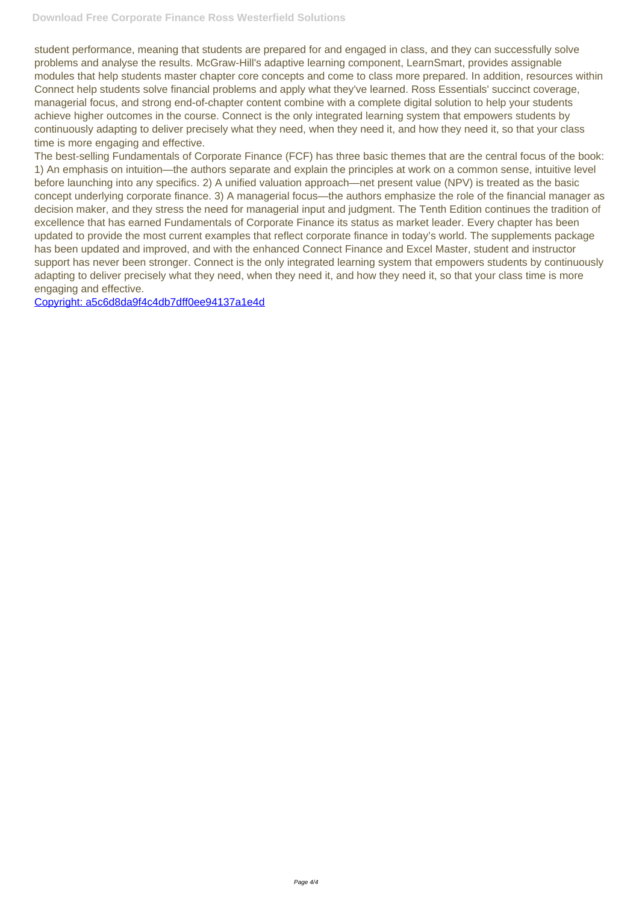student performance, meaning that students are prepared for and engaged in class, and they can successfully solve problems and analyse the results. McGraw-Hill's adaptive learning component, LearnSmart, provides assignable modules that help students master chapter core concepts and come to class more prepared. In addition, resources within Connect help students solve financial problems and apply what they've learned. Ross Essentials' succinct coverage, managerial focus, and strong end-of-chapter content combine with a complete digital solution to help your students achieve higher outcomes in the course. Connect is the only integrated learning system that empowers students by continuously adapting to deliver precisely what they need, when they need it, and how they need it, so that your class time is more engaging and effective.

The best-selling Fundamentals of Corporate Finance (FCF) has three basic themes that are the central focus of the book: 1) An emphasis on intuition—the authors separate and explain the principles at work on a common sense, intuitive level before launching into any specifics. 2) A unified valuation approach—net present value (NPV) is treated as the basic concept underlying corporate finance. 3) A managerial focus—the authors emphasize the role of the financial manager as decision maker, and they stress the need for managerial input and judgment. The Tenth Edition continues the tradition of excellence that has earned Fundamentals of Corporate Finance its status as market leader. Every chapter has been updated to provide the most current examples that reflect corporate finance in today's world. The supplements package has been updated and improved, and with the enhanced Connect Finance and Excel Master, student and instructor support has never been stronger. Connect is the only integrated learning system that empowers students by continuously adapting to deliver precisely what they need, when they need it, and how they need it, so that your class time is more engaging and effective.

Copyright: a5c6d8da9f4c4db7dff0ee94137a1e4d